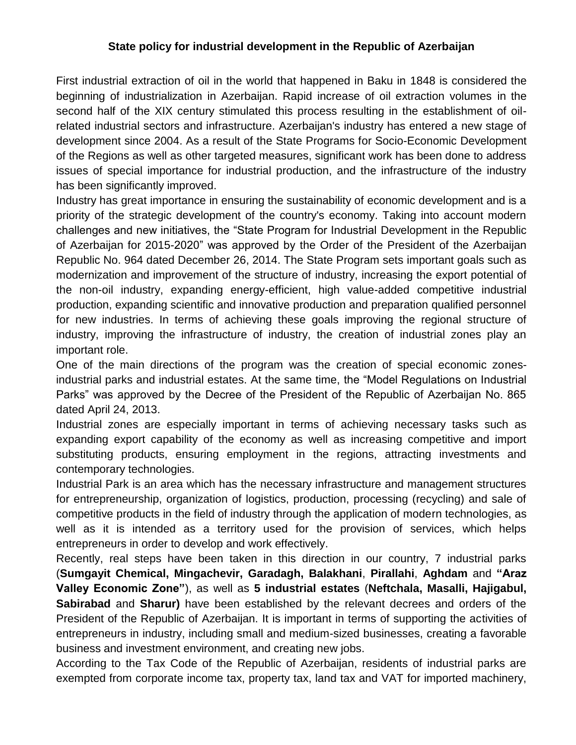# State policy for industrial development in the Republic of Azerbaijan

First industrial extraction of oil in the world that happened in Baku in 1848 is considered the beginning of industrialization in Azerbaijan. Rapid increase of oil extraction volumes in the second half of the XIX century stimulated this process resulting in the establishment of oil-related industrial sectors and infrastructure. Azerbaijan's industry has entered a new stage of development since 2004. As a result of the State Programs for Socio-Economic Development of the Regions as well as other targeted measures, significant work has been done to address issues of special importance for industrial production, and the infrastructure of the industry has been significantly improved.

Industry has great importance in ensuring the sustainability of economic development and is a priority of the strategic development of the country's economy. Taking into account modern challenges and new initiatives, the "State Program for Industrial Development in the Republic of Azerbaijan for 2015-2020" was approved by the Order of the President of the Azerbaijan Republic No. 964 dated December 26, 2014. The State Program sets important goals such as modernization and improvement of the structure of industry, increasing the export potential of the non-oil industry, expanding energy-efficient, high value-added competitive industrial production, expanding scientific and innovative production and preparation qualified personnel for new industries. In terms of achieving these goals improving the regional structure of industry, improving the infrastructure of industry, the creation of industrial zones play an important role.

One of the main directions of the program was the creation of special economic zones- industrial parks and industrial estates. At the same time, the "Model Regulations on Industrial Parks" was approved by the Decree of the President of the Republic of Azerbaijan No. 865 dated April 24, 2013.

Industrial zones are especially important in terms of achieving necessary tasks such as expanding export capability of the economy as well as increasing competitive and import substituting products, ensuring employment in the regions, attracting investments and contemporary technologies.

Industrial Park is an area which has the necessary infrastructure and management structures for entrepreneurship, organization of logistics, production, processing (recycling) and sale of competitive products in the field of industry through the application of modern technologies, as well as it is intended as a territory used for the provision of services, which helps entrepreneurs in order to develop and work effectively.

Recently, real steps have been taken in this direction in our country, 7 industrial parks (**Sumgayit Chemical, Mingachevir, Garadagh, Balakhani**, **Pirallahi**, **Aghdam** and **"Araz Valley Economic Zone"**), as well as **5 industrial estates** (**Neftchala, Masalli, Hajigabul, Sabirabad** and **Sharur)** have been established by the relevant decrees and orders of the President of the Republic of Azerbaijan. It is important in terms of supporting the activities of entrepreneurs in industry, including small and medium-sized businesses, creating a favorable business and investment environment, and creating new jobs.

According to the Tax Code of the Republic of Azerbaijan, residents of industrial parks are exempted from corporate income tax, property tax, land tax and VAT for imported machinery,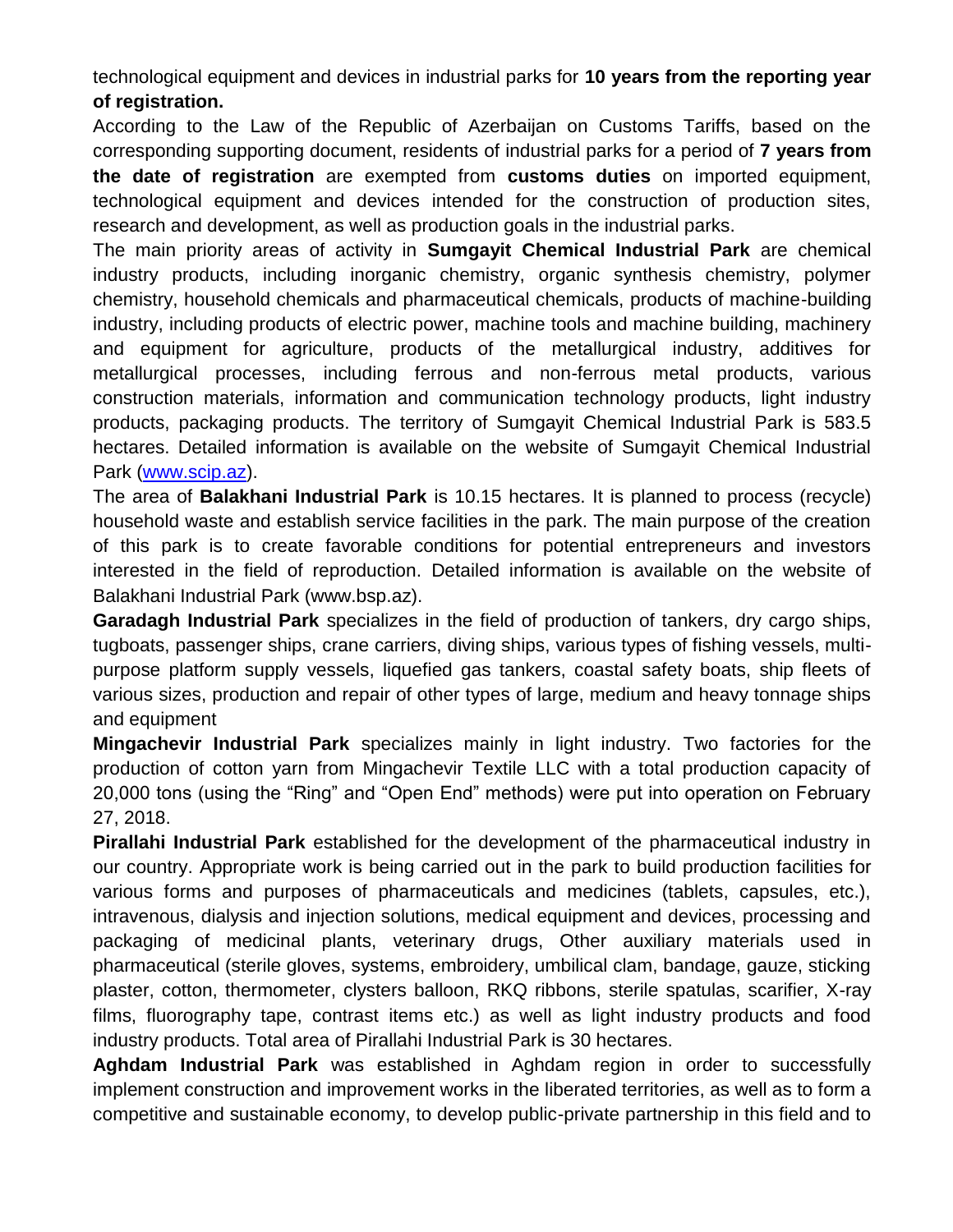technological equipment and devices in industrial parks for **10 years from the reporting year of registration.**

According to the Law of the Republic of Azerbaijan on Customs Tariffs, based on the corresponding supporting document, residents of industrial parks for a period of **7 years from the date of registration** are exempted from **customs duties** on imported equipment, technological equipment and devices intended for the construction of production sites, research and development, as well as production goals in the industrial parks.

The main priority areas of activity in **Sumgayit Chemical Industrial Park** are chemical industry products, including inorganic chemistry, organic synthesis chemistry, polymer chemistry, household chemicals and pharmaceutical chemicals, products of machine-building industry, including products of electric power, machine tools and machine building, machinery and equipment for agriculture, products of the metallurgical industry, additives for metallurgical processes, including ferrous and non-ferrous metal products, various construction materials, information and communication technology products, light industry products, packaging products. The territory of Sumgayit Chemical Industrial Park is 583.5 hectares. Detailed information is available on the website of Sumgayit Chemical Industrial Park ([www.scip.az](www.scip.az)).

The area of **Balakhani Industrial Park** is 10.15 hectares. It is planned to process (recycle) household waste and establish service facilities in the park. The main purpose of the creation of this park is to create favorable conditions for potential entrepreneurs and investors interested in the field of reproduction. Detailed information is available on the website of Balakhani Industrial Park (www.bsp.az).

**Garadagh Industrial Park** specializes in the field of production of tankers, dry cargo ships, tugboats, passenger ships, crane carriers, diving ships, various types of fishing vessels, multi-purpose platform supply vessels, liquefied gas tankers, coastal safety boats, ship fleets of various sizes, production and repair of other types of large, medium and heavy tonnage ships and equipment

**Mingachevir Industrial Park** specializes mainly in light industry. Two factories for the production of cotton yarn from Mingachevir Textile LLC with a total production capacity of 20,000 tons (using the “Ring” and “Open End” methods) were put into operation on February 27, 2018.

**Pirallahi Industrial Park** established for the development of the pharmaceutical industry in our country. Appropriate work is being carried out in the park to build production facilities for various forms and purposes of pharmaceuticals and medicines (tablets, capsules, etc.), intravenous, dialysis and injection solutions, medical equipment and devices, processing and packaging of medicinal plants, veterinary drugs, Other auxiliary materials used in pharmaceutical (sterile gloves, systems, embroidery, umbilical clam, bandage, gauze, sticking plaster, cotton, thermometer, clysters balloon, RKQ ribbons, sterile spatulas, scarifier, X-ray films, fluorography tape, contrast items etc.) as well as light industry products and food industry products. Total area of Pirallahi Industrial Park is 30 hectares.

**Aghdam Industrial Park** was established in Aghdam region in order to successfully implement construction and improvement works in the liberated territories, as well as to form a competitive and sustainable economy, to develop public-private partnership in this field and to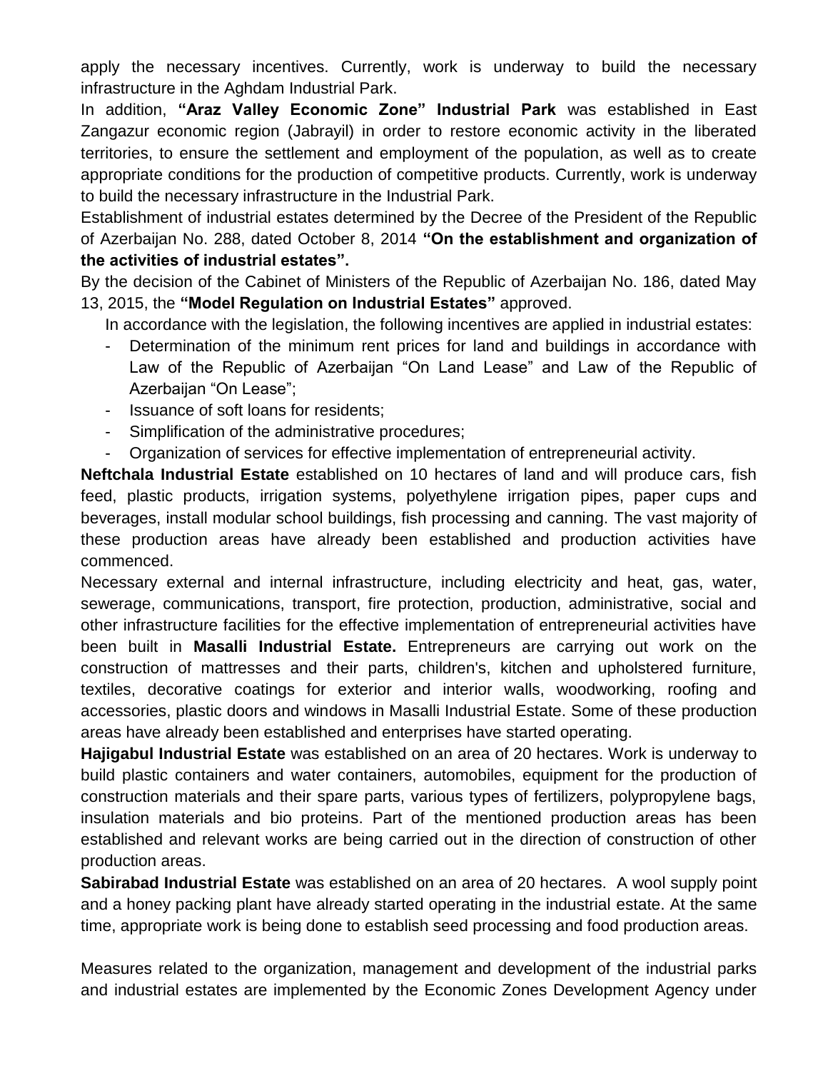apply the necessary incentives. Currently, work is underway to build the necessary infrastructure in the Aghdam Industrial Park.

In addition, **"Araz Valley Economic Zone" Industrial Park** was established in East Zangazur economic region (Jabrayil) in order to restore economic activity in the liberated territories, to ensure the settlement and employment of the population, as well as to create appropriate conditions for the production of competitive products. Currently, work is underway to build the necessary infrastructure in the Industrial Park.

Establishment of industrial estates determined by the Decree of the President of the Republic of Azerbaijan No. 288, dated October 8, 2014 **"On the establishment and organization of the activities of industrial estates".**

By the decision of the Cabinet of Ministers of the Republic of Azerbaijan No. 186, dated May 13, 2015, the **"Model Regulation on Industrial Estates"** approved.

In accordance with the legislation, the following incentives are applied in industrial estates:

- Determination of the minimum rent prices for land and buildings in accordance with Law of the Republic of Azerbaijan "On Land Lease" and Law of the Republic of Azerbaijan "On Lease";
- Issuance of soft loans for residents;
- Simplification of the administrative procedures;
- Organization of services for effective implementation of entrepreneurial activity.

**Neftchala Industrial Estate** established on 10 hectares of land and will produce cars, fish feed, plastic products, irrigation systems, polyethylene irrigation pipes, paper cups and beverages, install modular school buildings, fish processing and canning. The vast majority of these production areas have already been established and production activities have commenced.

Necessary external and internal infrastructure, including electricity and heat, gas, water, sewerage, communications, transport, fire protection, production, administrative, social and other infrastructure facilities for the effective implementation of entrepreneurial activities have been built in **Masalli Industrial Estate.** Entrepreneurs are carrying out work on the construction of mattresses and their parts, children's, kitchen and upholstered furniture, textiles, decorative coatings for exterior and interior walls, woodworking, roofing and accessories, plastic doors and windows in Masalli Industrial Estate. Some of these production areas have already been established and enterprises have started operating.

**Hajigabul Industrial Estate** was established on an area of 20 hectares. Work is underway to build plastic containers and water containers, automobiles, equipment for the production of construction materials and their spare parts, various types of fertilizers, polypropylene bags, insulation materials and bio proteins. Part of the mentioned production areas has been established and relevant works are being carried out in the direction of construction of other production areas.

**Sabirabad Industrial Estate** was established on an area of 20 hectares. A wool supply point and a honey packing plant have already started operating in the industrial estate. At the same time, appropriate work is being done to establish seed processing and food production areas.

Measures related to the organization, management and development of the industrial parks and industrial estates are implemented by the Economic Zones Development Agency under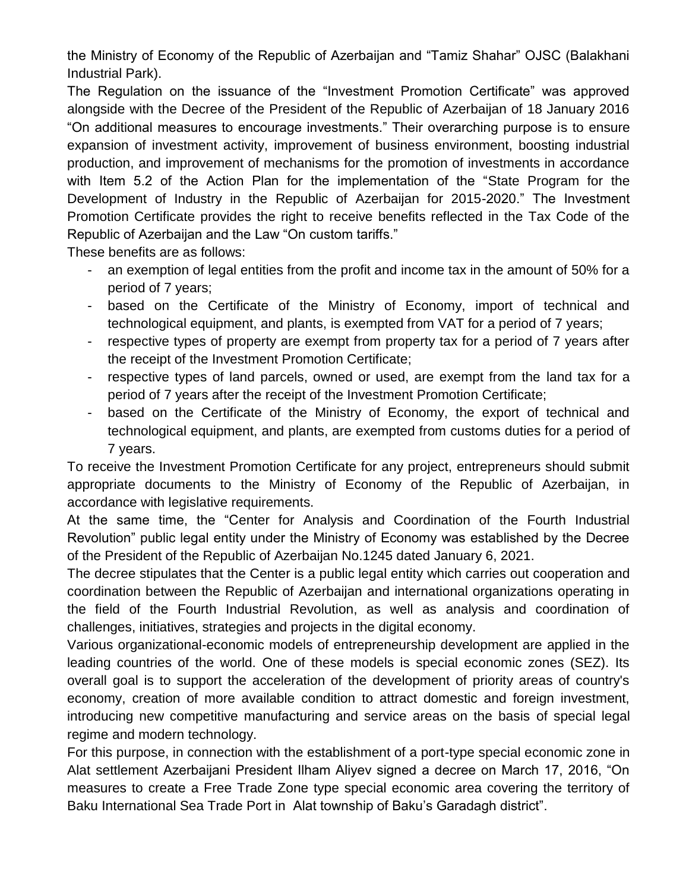the Ministry of Economy of the Republic of Azerbaijan and “Tamiz Shahar” OJSC (Balakhani Industrial Park).

The Regulation on the issuance of the “Investment Promotion Certificate” was approved alongside with the Decree of the President of the Republic of Azerbaijan of 18 January 2016 “On additional measures to encourage investments.” Their overarching purpose is to ensure expansion of investment activity, improvement of business environment, boosting industrial production, and improvement of mechanisms for the promotion of investments in accordance with Item 5.2 of the Action Plan for the implementation of the “State Program for the Development of Industry in the Republic of Azerbaijan for 2015-2020.” The Investment Promotion Certificate provides the right to receive benefits reflected in the Tax Code of the Republic of Azerbaijan and the Law “On custom tariffs.”

These benefits are as follows:

- an exemption of legal entities from the profit and income tax in the amount of 50% for a period of 7 years;
- based on the Certificate of the Ministry of Economy, import of technical and technological equipment, and plants, is exempted from VAT for a period of 7 years;
- respective types of property are exempt from property tax for a period of 7 years after the receipt of the Investment Promotion Certificate;
- respective types of land parcels, owned or used, are exempt from the land tax for a period of 7 years after the receipt of the Investment Promotion Certificate;
- based on the Certificate of the Ministry of Economy, the export of technical and technological equipment, and plants, are exempted from customs duties for a period of 7 years.

To receive the Investment Promotion Certificate for any project, entrepreneurs should submit appropriate documents to the Ministry of Economy of the Republic of Azerbaijan, in accordance with legislative requirements.

At the same time, the “Center for Analysis and Coordination of the Fourth Industrial Revolution” public legal entity under the Ministry of Economy was established by the Decree of the President of the Republic of Azerbaijan No.1245 dated January 6, 2021.

The decree stipulates that the Center is a public legal entity which carries out cooperation and coordination between the Republic of Azerbaijan and international organizations operating in the field of the Fourth Industrial Revolution, as well as analysis and coordination of challenges, initiatives, strategies and projects in the digital economy.

Various organizational-economic models of entrepreneurship development are applied in the leading countries of the world. One of these models is special economic zones (SEZ). Its overall goal is to support the acceleration of the development of priority areas of country's economy, creation of more available condition to attract domestic and foreign investment, introducing new competitive manufacturing and service areas on the basis of special legal regime and modern technology.

For this purpose, in connection with the establishment of a port-type special economic zone in Alat settlement Azerbaijani President Ilham Aliyev signed a decree on March 17, 2016, “On measures to create a Free Trade Zone type special economic area covering the territory of Baku International Sea Trade Port in Alat township of Baku’s Garadagh district”.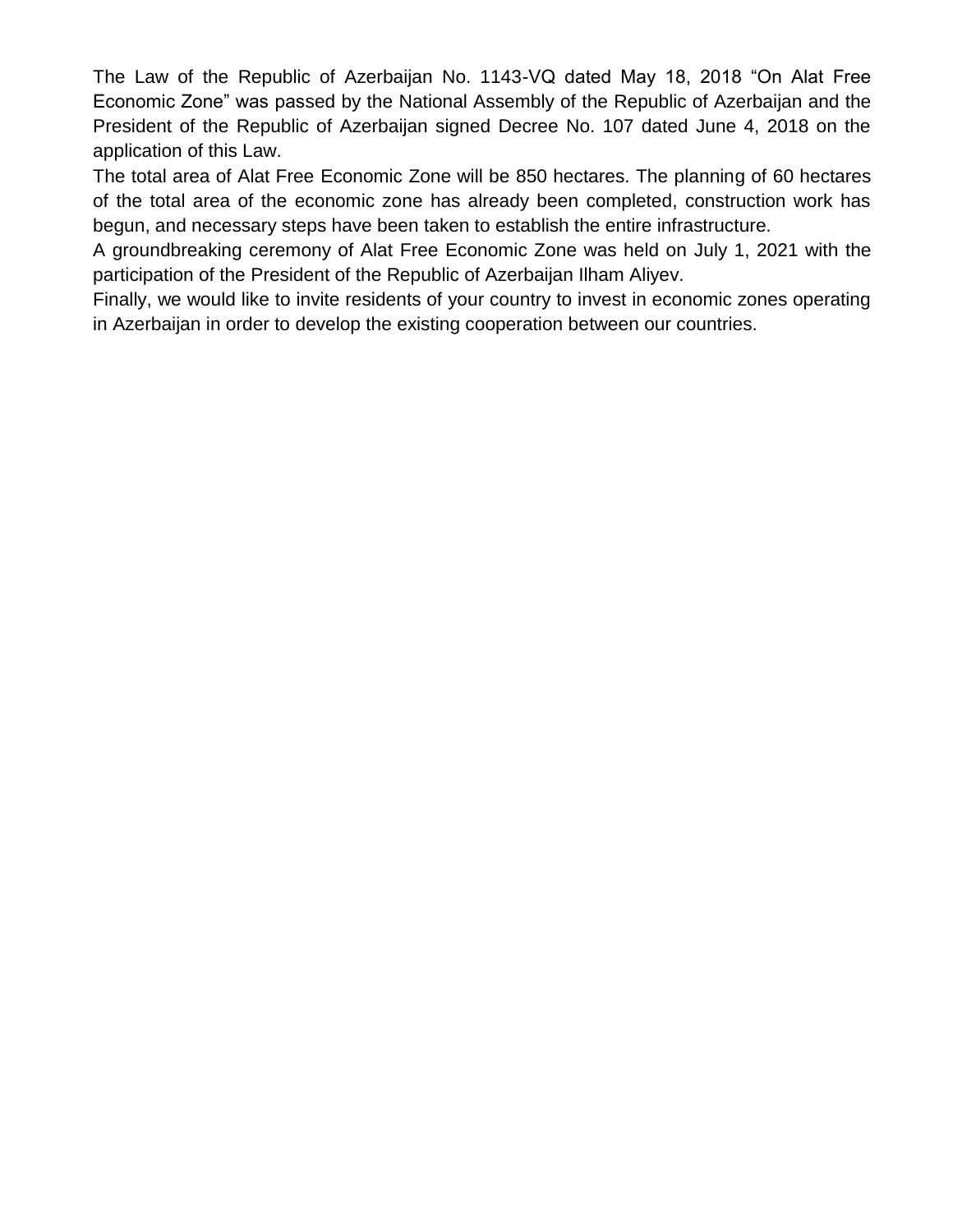The Law of the Republic of Azerbaijan No. 1143-VQ dated May 18, 2018 "On Alat Free Economic Zone" was passed by the National Assembly of the Republic of Azerbaijan and the President of the Republic of Azerbaijan signed Decree No. 107 dated June 4, 2018 on the application of this Law.

The total area of Alat Free Economic Zone will be 850 hectares. The planning of 60 hectares of the total area of the economic zone has already been completed, construction work has begun, and necessary steps have been taken to establish the entire infrastructure.

A groundbreaking ceremony of Alat Free Economic Zone was held on July 1, 2021 with the participation of the President of the Republic of Azerbaijan Ilham Aliyev.

Finally, we would like to invite residents of your country to invest in economic zones operating in Azerbaijan in order to develop the existing cooperation between our countries.